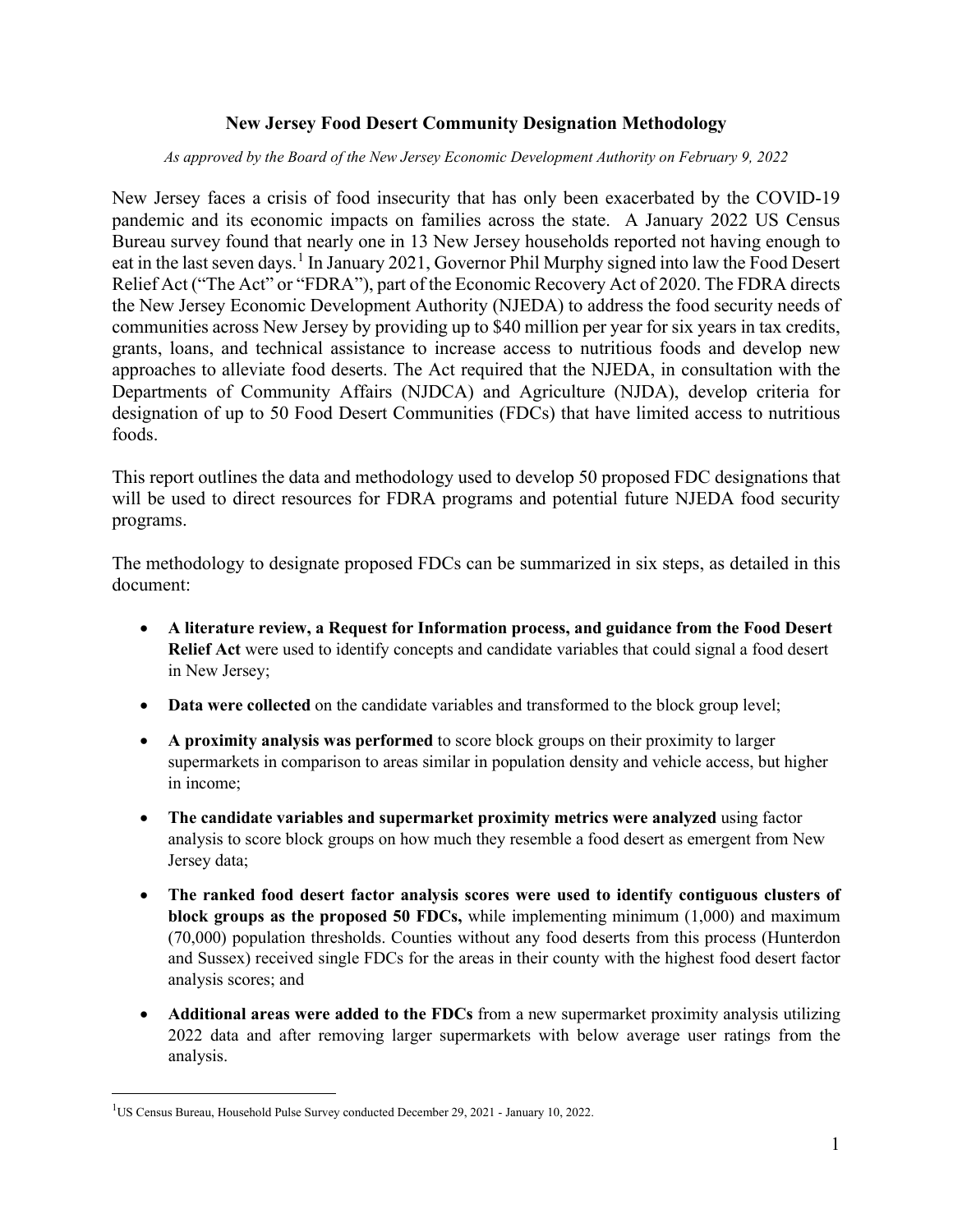# New Jersey Food Desert Community Designation Methodology

*As approved by the Board of the New Jersey Economic Development Authority on February 9, 2022*

New Jersey faces a crisis of food insecurity that has only been exacerbated by the COVID-19 pandemic and its economic impacts on families across the state. A January 2022 US Census Bureau survey found that nearly one in 13 New Jersey households reported not having enough to eat in the last seven days.[1] In January 2021, Governor Phil Murphy signed into law the Food Desert Relief Act ("The Act" or "FDRA"), part of the Economic Recovery Act of 2020. The FDRA directs the New Jersey Economic Development Authority (NJEDA) to address the food security needs of communities across New Jersey by providing up to $40 million per year for six years in tax credits, grants, loans, and technical assistance to increase access to nutritious foods and develop new approaches to alleviate food deserts. The Act required that the NJEDA, in consultation with the Departments of Community Affairs (NJDCA) and Agriculture (NJDA), develop criteria for designation of up to 50 Food Desert Communities (FDCs) that have limited access to nutritious foods.

This report outlines the data and methodology used to develop 50 proposed FDC designations that will be used to direct resources for FDRA programs and potential future NJEDA food security programs.

The methodology to designate proposed FDCs can be summarized in six steps, as detailed in this document:

- **A literature review, a Request for Information process, and guidance from the Food Desert Relief Act** were used to identify concepts and candidate variables that could signal a food desert in New Jersey;
- **Data were collected** on the candidate variables and transformed to the block group level;
- **A proximity analysis was performed** to score block groups on their proximity to larger supermarkets in comparison to areas similar in population density and vehicle access, but higher in income;
- **The candidate variables and supermarket proximity metrics were analyzed** using factor analysis to score block groups on how much they resemble a food desert as emergent from New Jersey data;
- **The ranked food desert factor analysis scores were used to identify contiguous clusters of block groups as the proposed 50 FDCs,** while implementing minimum (1,000) and maximum (70,000) population thresholds. Counties without any food deserts from this process (Hunterdon and Sussex) received single FDCs for the areas in their county with the highest food desert factor analysis scores; and
- **Additional areas were added to the FDCs** from a new supermarket proximity analysis utilizing 2022 data and after removing larger supermarkets with below average user ratings from the analysis.

---

[1] US Census Bureau, Household Pulse Survey conducted December 29, 2021 - January 10, 2022.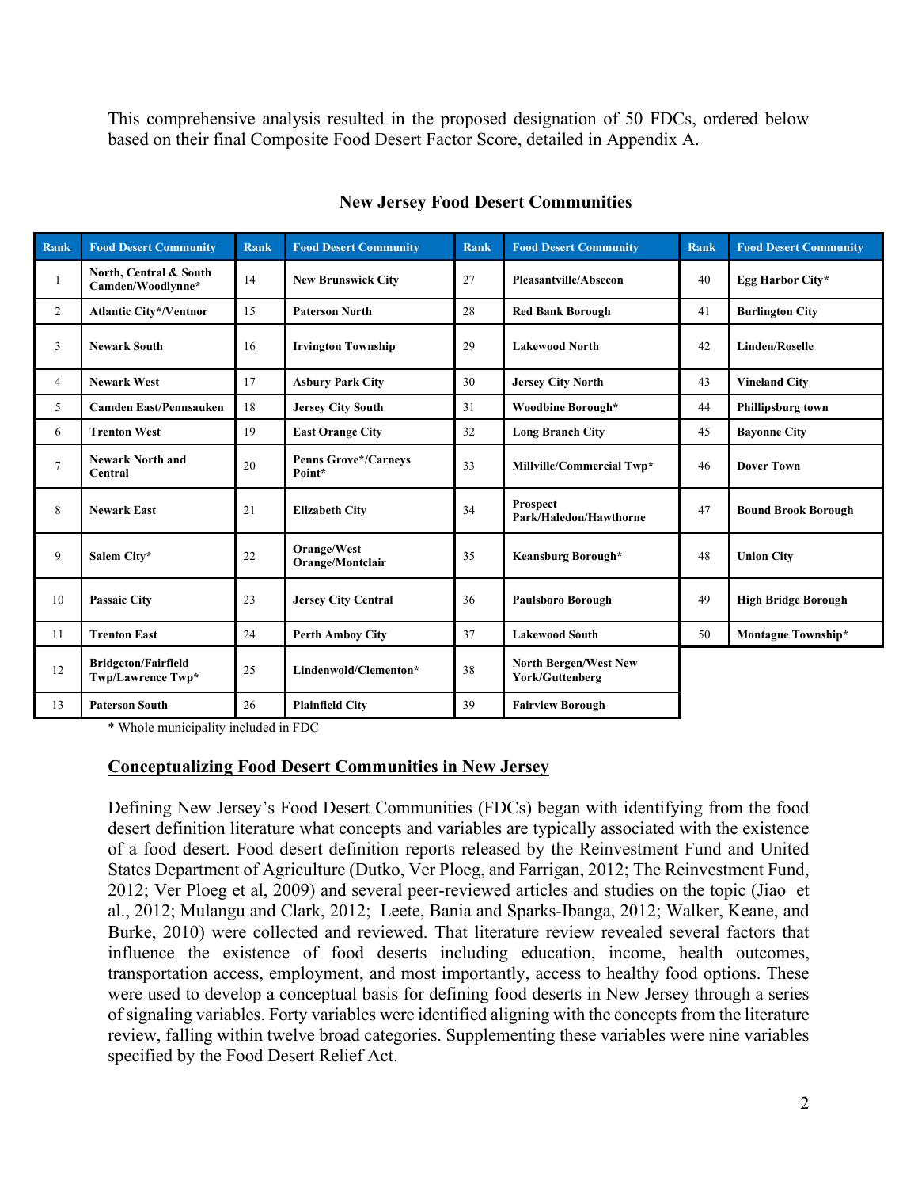This comprehensive analysis resulted in the proposed designation of 50 FDCs, ordered below based on their final Composite Food Desert Factor Score, detailed in Appendix A.

**New Jersey Food Desert Communities**

| Rank | Food Desert Community | Rank | Food Desert Community | Rank | Food Desert Community | Rank | Food Desert Community |
|---|---|---|---|---|---|---|---|
| 1 | North, Central & South Camden/Woodlynne* | 14 | New Brunswick City | 27 | Pleasantville/Absecon | 40 | Egg Harbor City* |
| 2 | Atlantic City*/Ventnor | 15 | Paterson North | 28 | Red Bank Borough | 41 | Burlington City |
| 3 | Newark South | 16 | Irvington Township | 29 | Lakewood North | 42 | Linden/Roselle |
| 4 | Newark West | 17 | Asbury Park City | 30 | Jersey City North | 43 | Vineland City |
| 5 | Camden East/Pennsauken | 18 | Jersey City South | 31 | Woodbine Borough* | 44 | Phillipsburg town |
| 6 | Trenton West | 19 | East Orange City | 32 | Long Branch City | 45 | Bayonne City |
| 7 | Newark North and Central | 20 | Penns Grove*/Carneys Point* | 33 | Millville/Commercial Twp* | 46 | Dover Town |
| 8 | Newark East | 21 | Elizabeth City | 34 | Prospect Park/Haledon/Hawthorne | 47 | Bound Brook Borough |
| 9 | Salem City* | 22 | Orange/West Orange/Montclair | 35 | Keansburg Borough* | 48 | Union City |
| 10 | Passaic City | 23 | Jersey City Central | 36 | Paulsboro Borough | 49 | High Bridge Borough |
| 11 | Trenton East | 24 | Perth Amboy City | 37 | Lakewood South | 50 | Montague Township* |
| 12 | Bridgeton/Fairfield Twp/Lawrence Twp* | 25 | Lindenwold/Clementon* | 38 | North Bergen/West New York/Guttenberg | | |
| 13 | Paterson South | 26 | Plainfield City | 39 | Fairview Borough | | |

\* Whole municipality included in FDC

## Conceptualizing Food Desert Communities in New Jersey

Defining New Jersey's Food Desert Communities (FDCs) began with identifying from the food desert definition literature what concepts and variables are typically associated with the existence of a food desert. Food desert definition reports released by the Reinvestment Fund and United States Department of Agriculture (Dutko, Ver Ploeg, and Farrigan, 2012; The Reinvestment Fund, 2012; Ver Ploeg et al, 2009) and several peer-reviewed articles and studies on the topic (Jiao et al., 2012; Mulangu and Clark, 2012; Leete, Bania and Sparks-Ibanga, 2012; Walker, Keane, and Burke, 2010) were collected and reviewed. That literature review revealed several factors that influence the existence of food deserts including education, income, health outcomes, transportation access, employment, and most importantly, access to healthy food options. These were used to develop a conceptual basis for defining food deserts in New Jersey through a series of signaling variables. Forty variables were identified aligning with the concepts from the literature review, falling within twelve broad categories. Supplementing these variables were nine variables specified by the Food Desert Relief Act.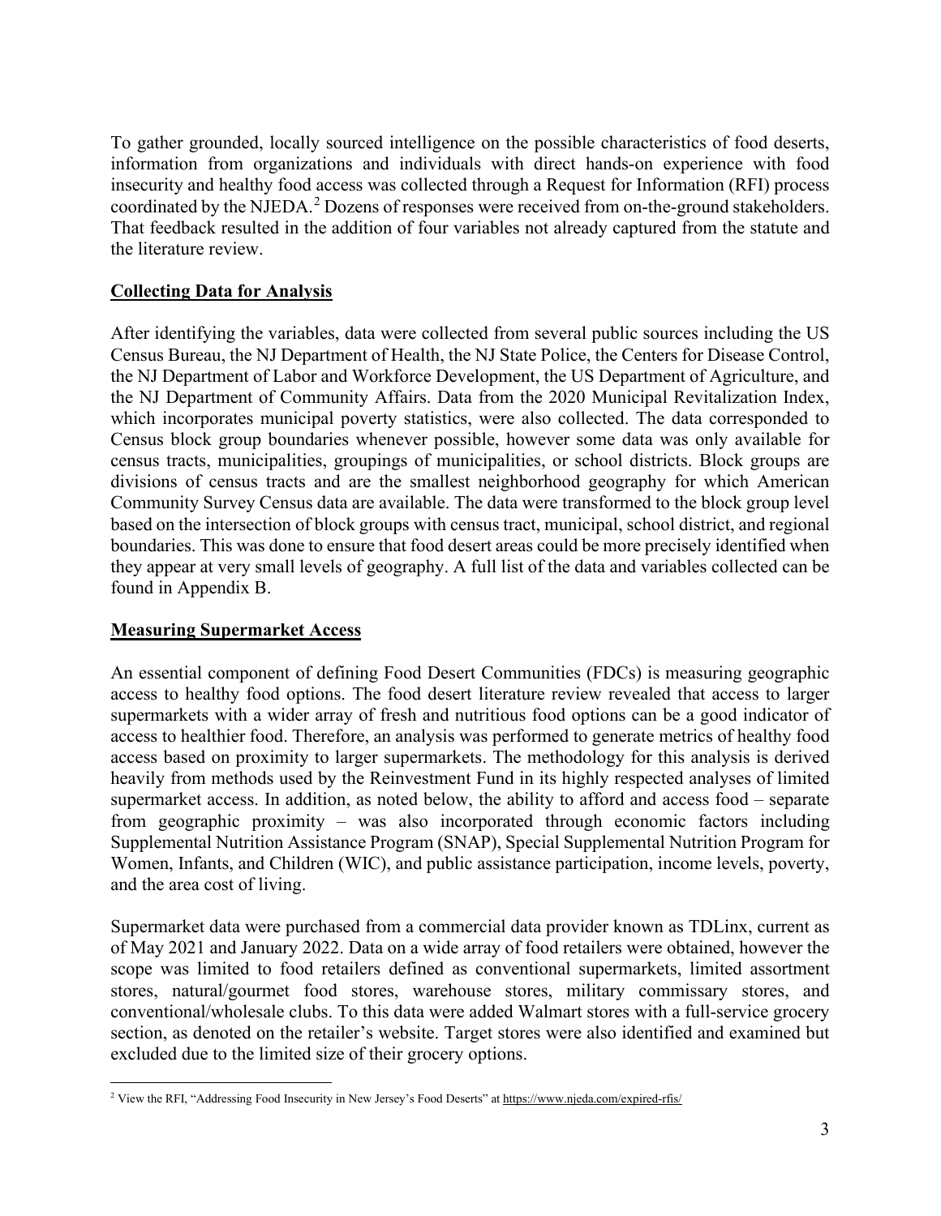To gather grounded, locally sourced intelligence on the possible characteristics of food deserts, information from organizations and individuals with direct hands-on experience with food insecurity and healthy food access was collected through a Request for Information (RFI) process coordinated by the NJEDA.[2] Dozens of responses were received from on-the-ground stakeholders. That feedback resulted in the addition of four variables not already captured from the statute and the literature review.

## Collecting Data for Analysis

After identifying the variables, data were collected from several public sources including the US Census Bureau, the NJ Department of Health, the NJ State Police, the Centers for Disease Control, the NJ Department of Labor and Workforce Development, the US Department of Agriculture, and the NJ Department of Community Affairs. Data from the 2020 Municipal Revitalization Index, which incorporates municipal poverty statistics, were also collected. The data corresponded to Census block group boundaries whenever possible, however some data was only available for census tracts, municipalities, groupings of municipalities, or school districts. Block groups are divisions of census tracts and are the smallest neighborhood geography for which American Community Survey Census data are available. The data were transformed to the block group level based on the intersection of block groups with census tract, municipal, school district, and regional boundaries. This was done to ensure that food desert areas could be more precisely identified when they appear at very small levels of geography. A full list of the data and variables collected can be found in Appendix B.

## Measuring Supermarket Access

An essential component of defining Food Desert Communities (FDCs) is measuring geographic access to healthy food options. The food desert literature review revealed that access to larger supermarkets with a wider array of fresh and nutritious food options can be a good indicator of access to healthier food. Therefore, an analysis was performed to generate metrics of healthy food access based on proximity to larger supermarkets. The methodology for this analysis is derived heavily from methods used by the Reinvestment Fund in its highly respected analyses of limited supermarket access. In addition, as noted below, the ability to afford and access food – separate from geographic proximity – was also incorporated through economic factors including Supplemental Nutrition Assistance Program (SNAP), Special Supplemental Nutrition Program for Women, Infants, and Children (WIC), and public assistance participation, income levels, poverty, and the area cost of living.

Supermarket data were purchased from a commercial data provider known as TDLinx, current as of May 2021 and January 2022. Data on a wide array of food retailers were obtained, however the scope was limited to food retailers defined as conventional supermarkets, limited assortment stores, natural/gourmet food stores, warehouse stores, military commissary stores, and conventional/wholesale clubs. To this data were added Walmart stores with a full-service grocery section, as denoted on the retailer's website. Target stores were also identified and examined but excluded due to the limited size of their grocery options.

---

[2] View the RFI, "Addressing Food Insecurity in New Jersey's Food Deserts" at https://www.njeda.com/expired-rfis/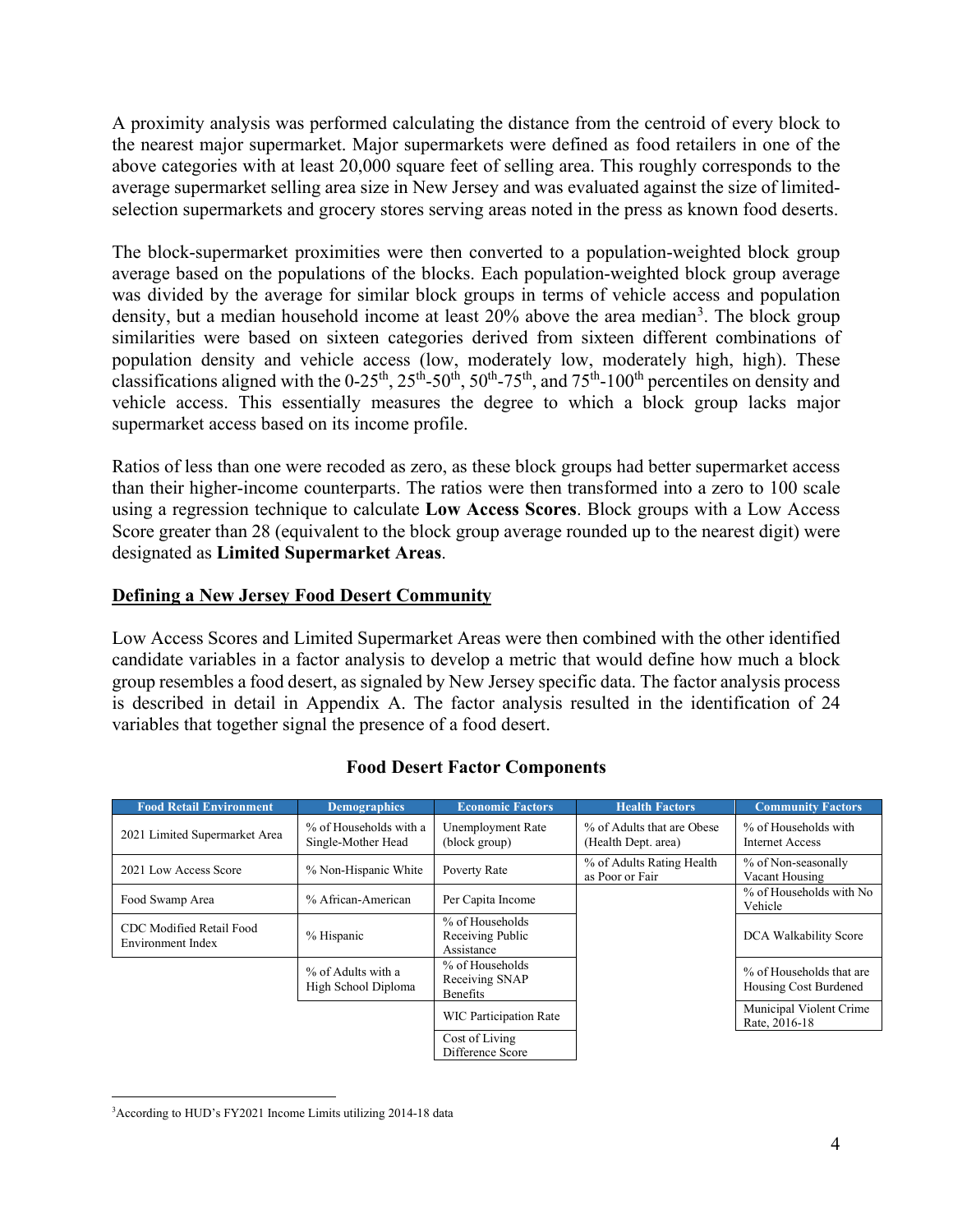A proximity analysis was performed calculating the distance from the centroid of every block to the nearest major supermarket. Major supermarkets were defined as food retailers in one of the above categories with at least 20,000 square feet of selling area. This roughly corresponds to the average supermarket selling area size in New Jersey and was evaluated against the size of limited-selection supermarkets and grocery stores serving areas noted in the press as known food deserts.

The block-supermarket proximities were then converted to a population-weighted block group average based on the populations of the blocks. Each population-weighted block group average was divided by the average for similar block groups in terms of vehicle access and population density, but a median household income at least 20% above the area median[3]. The block group similarities were based on sixteen categories derived from sixteen different combinations of population density and vehicle access (low, moderately low, moderately high, high). These classifications aligned with the 0-25$^{th}$, 25$^{th}$-50$^{th}$, 50$^{th}$-75$^{th}$, and 75$^{th}$-100$^{th}$ percentiles on density and vehicle access. This essentially measures the degree to which a block group lacks major supermarket access based on its income profile.

Ratios of less than one were recoded as zero, as these block groups had better supermarket access than their higher-income counterparts. The ratios were then transformed into a zero to 100 scale using a regression technique to calculate **Low Access Scores**. Block groups with a Low Access Score greater than 28 (equivalent to the block group average rounded up to the nearest digit) were designated as **Limited Supermarket Areas**.

## Defining a New Jersey Food Desert Community

Low Access Scores and Limited Supermarket Areas were then combined with the other identified candidate variables in a factor analysis to develop a metric that would define how much a block group resembles a food desert, as signaled by New Jersey specific data. The factor analysis process is described in detail in Appendix A. The factor analysis resulted in the identification of 24 variables that together signal the presence of a food desert.

**Food Desert Factor Components**

| Food Retail Environment | Demographics | Economic Factors | Health Factors | Community Factors |
|---|---|---|---|---|
| 2021 Limited Supermarket Area | % of Households with a Single-Mother Head | Unemployment Rate (block group) | % of Adults that are Obese (Health Dept. area) | % of Households with Internet Access |
| 2021 Low Access Score | % Non-Hispanic White | Poverty Rate | % of Adults Rating Health as Poor or Fair | % of Non-seasonally Vacant Housing |
| Food Swamp Area | % African-American | Per Capita Income | | % of Households with No Vehicle |
| CDC Modified Retail Food Environment Index | % Hispanic | % of Households Receiving Public Assistance | | DCA Walkability Score |
| | % of Adults with a High School Diploma | % of Households Receiving SNAP Benefits | | % of Households that are Housing Cost Burdened |
| | | WIC Participation Rate | | Municipal Violent Crime Rate, 2016-18 |
| | | Cost of Living Difference Score | | |

[3] According to HUD's FY2021 Income Limits utilizing 2014-18 data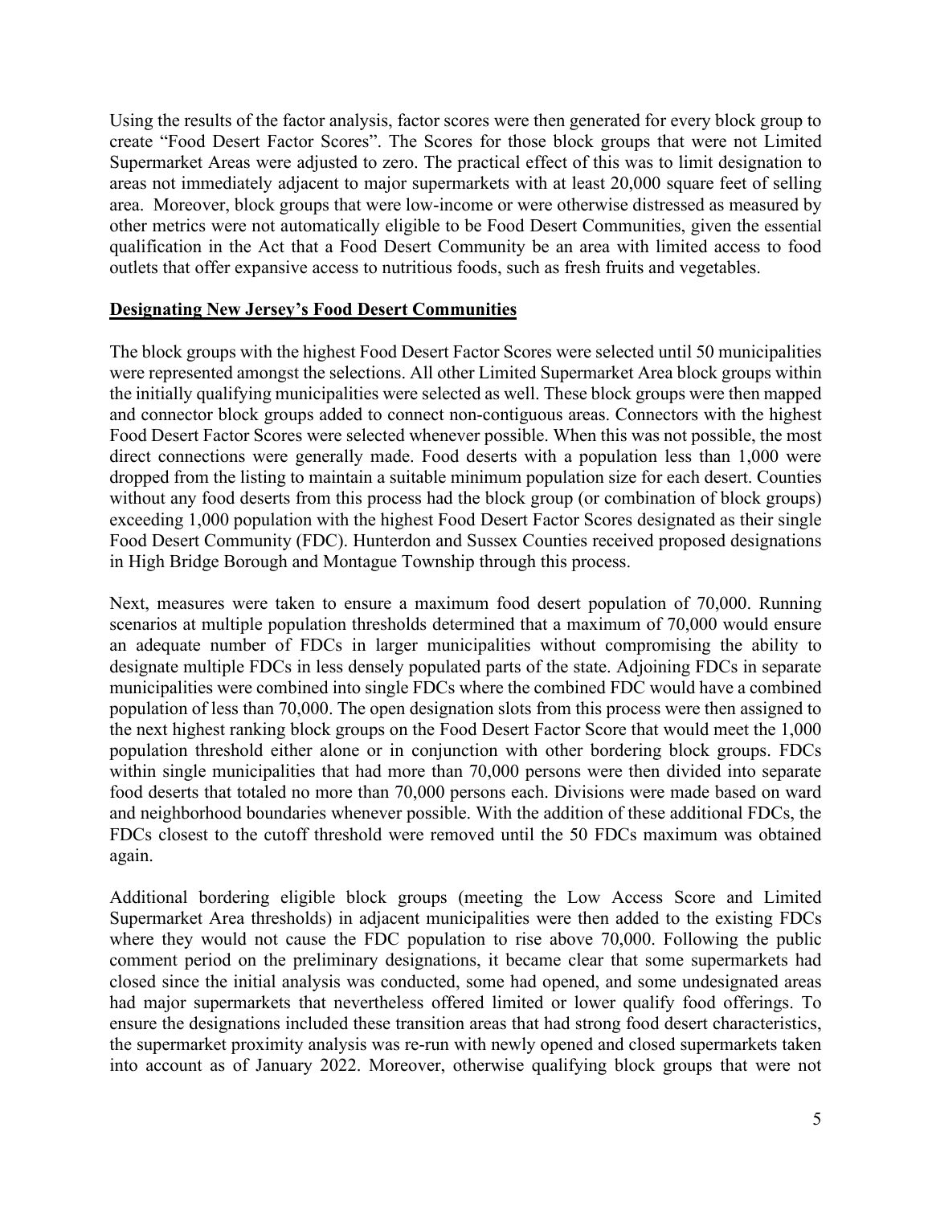Using the results of the factor analysis, factor scores were then generated for every block group to create "Food Desert Factor Scores". The Scores for those block groups that were not Limited Supermarket Areas were adjusted to zero. The practical effect of this was to limit designation to areas not immediately adjacent to major supermarkets with at least 20,000 square feet of selling area. Moreover, block groups that were low-income or were otherwise distressed as measured by other metrics were not automatically eligible to be Food Desert Communities, given the essential qualification in the Act that a Food Desert Community be an area with limited access to food outlets that offer expansive access to nutritious foods, such as fresh fruits and vegetables.

**Designating New Jersey's Food Desert Communities**

The block groups with the highest Food Desert Factor Scores were selected until 50 municipalities were represented amongst the selections. All other Limited Supermarket Area block groups within the initially qualifying municipalities were selected as well. These block groups were then mapped and connector block groups added to connect non-contiguous areas. Connectors with the highest Food Desert Factor Scores were selected whenever possible. When this was not possible, the most direct connections were generally made. Food deserts with a population less than 1,000 were dropped from the listing to maintain a suitable minimum population size for each desert. Counties without any food deserts from this process had the block group (or combination of block groups) exceeding 1,000 population with the highest Food Desert Factor Scores designated as their single Food Desert Community (FDC). Hunterdon and Sussex Counties received proposed designations in High Bridge Borough and Montague Township through this process.

Next, measures were taken to ensure a maximum food desert population of 70,000. Running scenarios at multiple population thresholds determined that a maximum of 70,000 would ensure an adequate number of FDCs in larger municipalities without compromising the ability to designate multiple FDCs in less densely populated parts of the state. Adjoining FDCs in separate municipalities were combined into single FDCs where the combined FDC would have a combined population of less than 70,000. The open designation slots from this process were then assigned to the next highest ranking block groups on the Food Desert Factor Score that would meet the 1,000 population threshold either alone or in conjunction with other bordering block groups. FDCs within single municipalities that had more than 70,000 persons were then divided into separate food deserts that totaled no more than 70,000 persons each. Divisions were made based on ward and neighborhood boundaries whenever possible. With the addition of these additional FDCs, the FDCs closest to the cutoff threshold were removed until the 50 FDCs maximum was obtained again.

Additional bordering eligible block groups (meeting the Low Access Score and Limited Supermarket Area thresholds) in adjacent municipalities were then added to the existing FDCs where they would not cause the FDC population to rise above 70,000. Following the public comment period on the preliminary designations, it became clear that some supermarkets had closed since the initial analysis was conducted, some had opened, and some undesignated areas had major supermarkets that nevertheless offered limited or lower qualify food offerings. To ensure the designations included these transition areas that had strong food desert characteristics, the supermarket proximity analysis was re-run with newly opened and closed supermarkets taken into account as of January 2022. Moreover, otherwise qualifying block groups that were not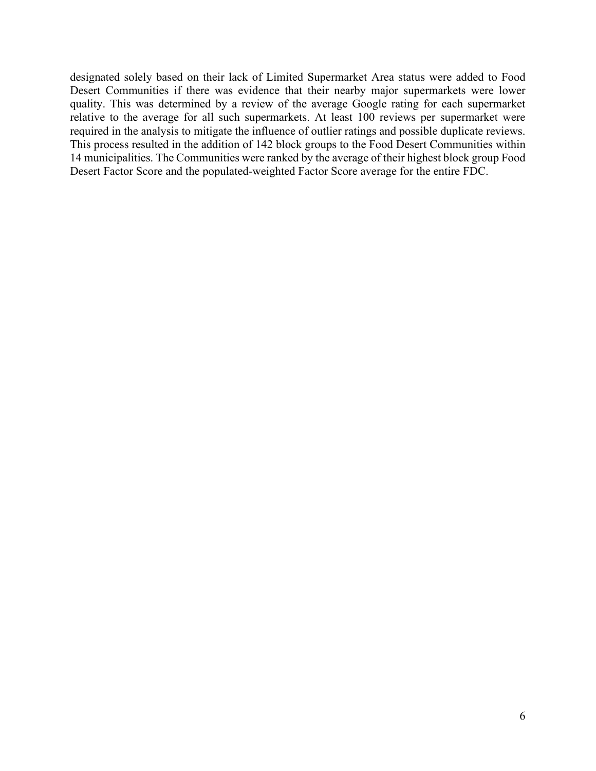designated solely based on their lack of Limited Supermarket Area status were added to Food Desert Communities if there was evidence that their nearby major supermarkets were lower quality. This was determined by a review of the average Google rating for each supermarket relative to the average for all such supermarkets. At least 100 reviews per supermarket were required in the analysis to mitigate the influence of outlier ratings and possible duplicate reviews. This process resulted in the addition of 142 block groups to the Food Desert Communities within 14 municipalities. The Communities were ranked by the average of their highest block group Food Desert Factor Score and the populated-weighted Factor Score average for the entire FDC.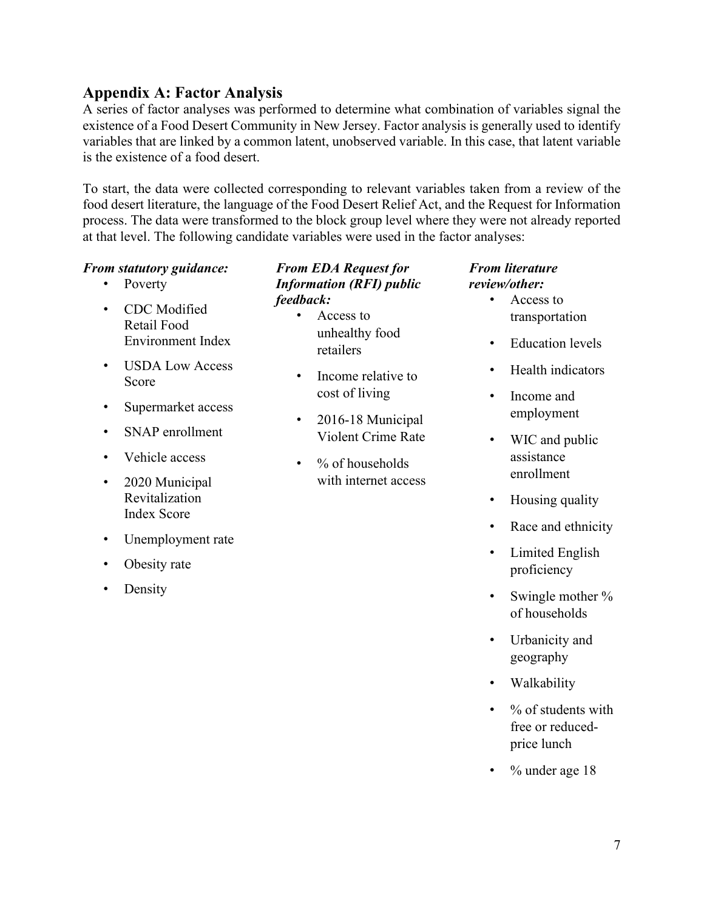## Appendix A: Factor Analysis

A series of factor analyses was performed to determine what combination of variables signal the existence of a Food Desert Community in New Jersey. Factor analysis is generally used to identify variables that are linked by a common latent, unobserved variable. In this case, that latent variable is the existence of a food desert.

To start, the data were collected corresponding to relevant variables taken from a review of the food desert literature, the language of the Food Desert Relief Act, and the Request for Information process. The data were transformed to the block group level where they were not already reported at that level. The following candidate variables were used in the factor analyses:

***From statutory guidance:***

- Poverty
- CDC Modified Retail Food Environment Index
- USDA Low Access Score
- Supermarket access
- SNAP enrollment
- Vehicle access
- 2020 Municipal Revitalization Index Score
- Unemployment rate
- Obesity rate
- Density

***From EDA Request for Information (RFI) public feedback:***

- Access to unhealthy food retailers
- Income relative to cost of living
- 2016-18 Municipal Violent Crime Rate
- % of households with internet access

***From literature review/other:***

- Access to transportation
- Education levels
- Health indicators
- Income and employment
- WIC and public assistance enrollment
- Housing quality
- Race and ethnicity
- Limited English proficiency
- Swingle mother % of households
- Urbanicity and geography
- Walkability
- % of students with free or reduced-price lunch
- % under age 18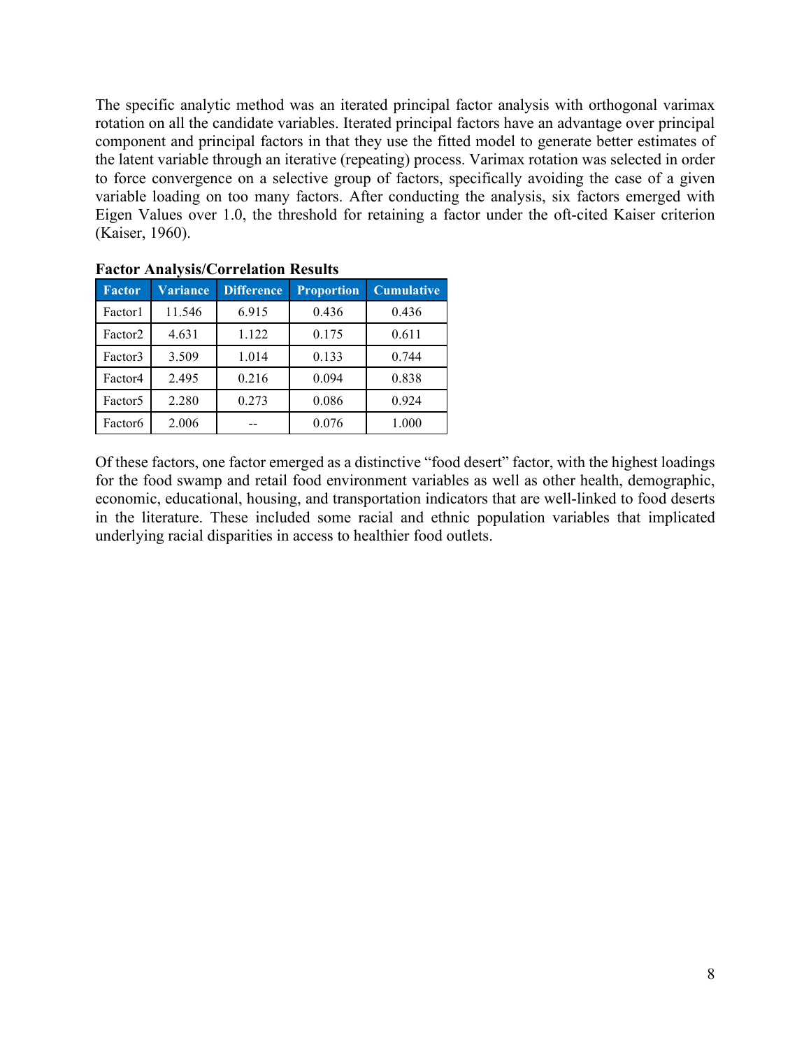The specific analytic method was an iterated principal factor analysis with orthogonal varimax rotation on all the candidate variables. Iterated principal factors have an advantage over principal component and principal factors in that they use the fitted model to generate better estimates of the latent variable through an iterative (repeating) process. Varimax rotation was selected in order to force convergence on a selective group of factors, specifically avoiding the case of a given variable loading on too many factors. After conducting the analysis, six factors emerged with Eigen Values over 1.0, the threshold for retaining a factor under the oft-cited Kaiser criterion (Kaiser, 1960).

**Factor Analysis/Correlation Results**

| Factor | Variance | Difference | Proportion | Cumulative |
|---|---|---|---|---|
| Factor1 | 11.546 | 6.915 | 0.436 | 0.436 |
| Factor2 | 4.631 | 1.122 | 0.175 | 0.611 |
| Factor3 | 3.509 | 1.014 | 0.133 | 0.744 |
| Factor4 | 2.495 | 0.216 | 0.094 | 0.838 |
| Factor5 | 2.280 | 0.273 | 0.086 | 0.924 |
| Factor6 | 2.006 | -- | 0.076 | 1.000 |

Of these factors, one factor emerged as a distinctive "food desert" factor, with the highest loadings for the food swamp and retail food environment variables as well as other health, demographic, economic, educational, housing, and transportation indicators that are well-linked to food deserts in the literature. These included some racial and ethnic population variables that implicated underlying racial disparities in access to healthier food outlets.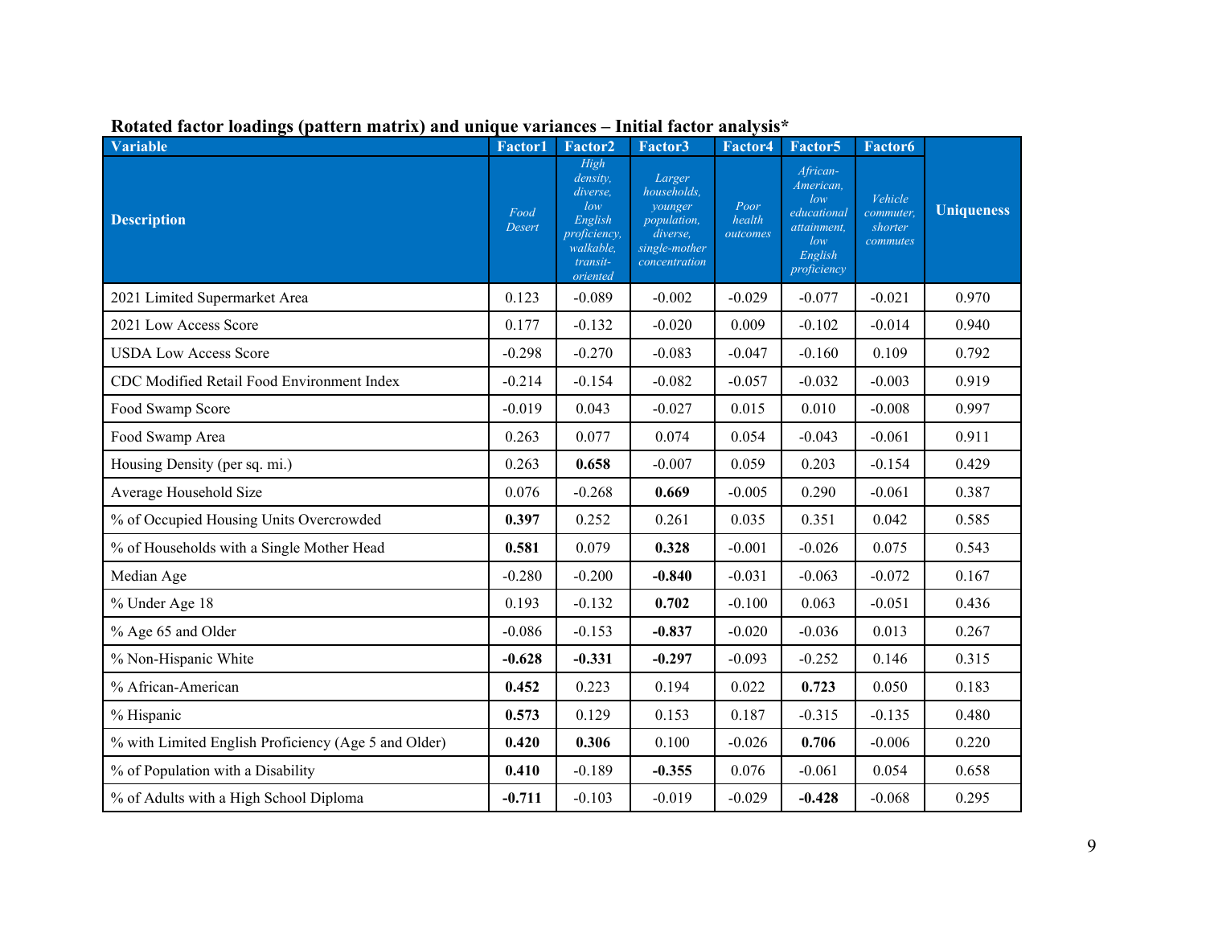**Rotated factor loadings (pattern matrix) and unique variances – Initial factor analysis***

| Variable | Factor1 | Factor2 | Factor3 | Factor4 | Factor5 | Factor6 | Uniqueness |
|---|---|---|---|---|---|---|---|
| **Description** | *Food Desert* | *High density, diverse, low English proficiency, walkable, transit-oriented* | *Larger households, younger population, diverse, single-mother concentration* | *Poor health outcomes* | *African-American, low educational attainment, low English proficiency* | *Vehicle commuter, shorter commutes* | |
| 2021 Limited Supermarket Area | 0.123 | -0.089 | -0.002 | -0.029 | -0.077 | -0.021 | 0.970 |
| 2021 Low Access Score | 0.177 | -0.132 | -0.020 | 0.009 | -0.102 | -0.014 | 0.940 |
| USDA Low Access Score | -0.298 | -0.270 | -0.083 | -0.047 | -0.160 | 0.109 | 0.792 |
| CDC Modified Retail Food Environment Index | -0.214 | -0.154 | -0.082 | -0.057 | -0.032 | -0.003 | 0.919 |
| Food Swamp Score | -0.019 | 0.043 | -0.027 | 0.015 | 0.010 | -0.008 | 0.997 |
| Food Swamp Area | 0.263 | 0.077 | 0.074 | 0.054 | -0.043 | -0.061 | 0.911 |
| Housing Density (per sq. mi.) | 0.263 | **0.658** | -0.007 | 0.059 | 0.203 | -0.154 | 0.429 |
| Average Household Size | 0.076 | -0.268 | **0.669** | -0.005 | 0.290 | -0.061 | 0.387 |
| % of Occupied Housing Units Overcrowded | **0.397** | 0.252 | 0.261 | 0.035 | 0.351 | 0.042 | 0.585 |
| % of Households with a Single Mother Head | **0.581** | 0.079 | **0.328** | -0.001 | -0.026 | 0.075 | 0.543 |
| Median Age | -0.280 | -0.200 | **-0.840** | -0.031 | -0.063 | -0.072 | 0.167 |
| % Under Age 18 | 0.193 | -0.132 | **0.702** | -0.100 | 0.063 | -0.051 | 0.436 |
| % Age 65 and Older | -0.086 | -0.153 | **-0.837** | -0.020 | -0.036 | 0.013 | 0.267 |
| % Non-Hispanic White | **-0.628** | **-0.331** | **-0.297** | -0.093 | -0.252 | 0.146 | 0.315 |
| % African-American | **0.452** | 0.223 | 0.194 | 0.022 | **0.723** | 0.050 | 0.183 |
| % Hispanic | **0.573** | 0.129 | 0.153 | 0.187 | -0.315 | -0.135 | 0.480 |
| % with Limited English Proficiency (Age 5 and Older) | **0.420** | **0.306** | 0.100 | -0.026 | **0.706** | -0.006 | 0.220 |
| % of Population with a Disability | **0.410** | -0.189 | **-0.355** | 0.076 | -0.061 | 0.054 | 0.658 |
| % of Adults with a High School Diploma | **-0.711** | -0.103 | -0.019 | -0.029 | **-0.428** | -0.068 | 0.295 |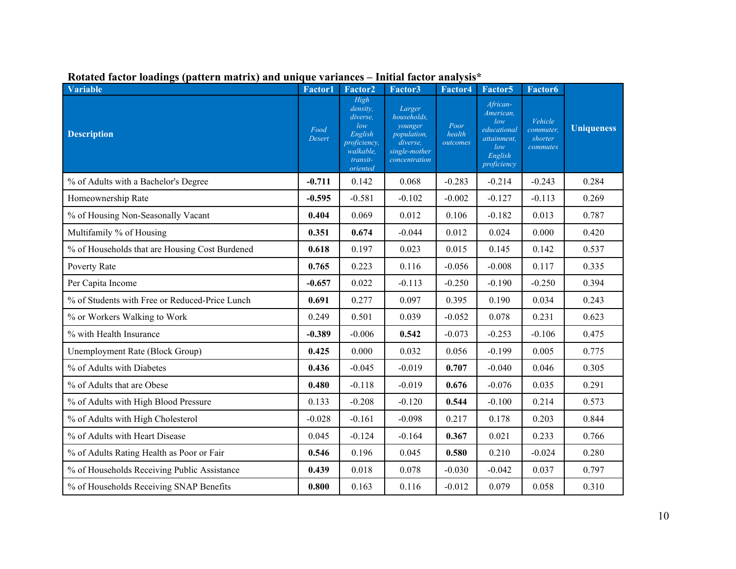**Rotated factor loadings (pattern matrix) and unique variances – Initial factor analysis***

| Variable | Factor1 | Factor2 | Factor3 | Factor4 | Factor5 | Factor6 | Uniqueness |
|---|---|---|---|---|---|---|---|
| **Description** | *Food Desert* | *High density, diverse, low English proficiency, walkable, transit-oriented* | *Larger households, younger population, diverse, single-mother concentration* | *Poor health outcomes* | *African-American, low educational attainment, low English proficiency* | *Vehicle commuter, shorter commutes* | |
| % of Adults with a Bachelor's Degree | **-0.711** | 0.142 | 0.068 | -0.283 | -0.214 | -0.243 | 0.284 |
| Homeownership Rate | **-0.595** | -0.581 | -0.102 | -0.002 | -0.127 | -0.113 | 0.269 |
| % of Housing Non-Seasonally Vacant | **0.404** | 0.069 | 0.012 | 0.106 | -0.182 | 0.013 | 0.787 |
| Multifamily % of Housing | **0.351** | **0.674** | -0.044 | 0.012 | 0.024 | 0.000 | 0.420 |
| % of Households that are Housing Cost Burdened | **0.618** | 0.197 | 0.023 | 0.015 | 0.145 | 0.142 | 0.537 |
| Poverty Rate | **0.765** | 0.223 | 0.116 | -0.056 | -0.008 | 0.117 | 0.335 |
| Per Capita Income | **-0.657** | 0.022 | -0.113 | -0.250 | -0.190 | -0.250 | 0.394 |
| % of Students with Free or Reduced-Price Lunch | **0.691** | 0.277 | 0.097 | 0.395 | 0.190 | 0.034 | 0.243 |
| % or Workers Walking to Work | 0.249 | 0.501 | 0.039 | -0.052 | 0.078 | 0.231 | 0.623 |
| % with Health Insurance | **-0.389** | -0.006 | **0.542** | -0.073 | -0.253 | -0.106 | 0.475 |
| Unemployment Rate (Block Group) | **0.425** | 0.000 | 0.032 | 0.056 | -0.199 | 0.005 | 0.775 |
| % of Adults with Diabetes | **0.436** | -0.045 | -0.019 | **0.707** | -0.040 | 0.046 | 0.305 |
| % of Adults that are Obese | **0.480** | -0.118 | -0.019 | **0.676** | -0.076 | 0.035 | 0.291 |
| % of Adults with High Blood Pressure | 0.133 | -0.208 | -0.120 | **0.544** | -0.100 | 0.214 | 0.573 |
| % of Adults with High Cholesterol | -0.028 | -0.161 | -0.098 | 0.217 | 0.178 | 0.203 | 0.844 |
| % of Adults with Heart Disease | 0.045 | -0.124 | -0.164 | **0.367** | 0.021 | 0.233 | 0.766 |
| % of Adults Rating Health as Poor or Fair | **0.546** | 0.196 | 0.045 | **0.580** | 0.210 | -0.024 | 0.280 |
| % of Households Receiving Public Assistance | **0.439** | 0.018 | 0.078 | -0.030 | -0.042 | 0.037 | 0.797 |
| % of Households Receiving SNAP Benefits | **0.800** | 0.163 | 0.116 | -0.012 | 0.079 | 0.058 | 0.310 |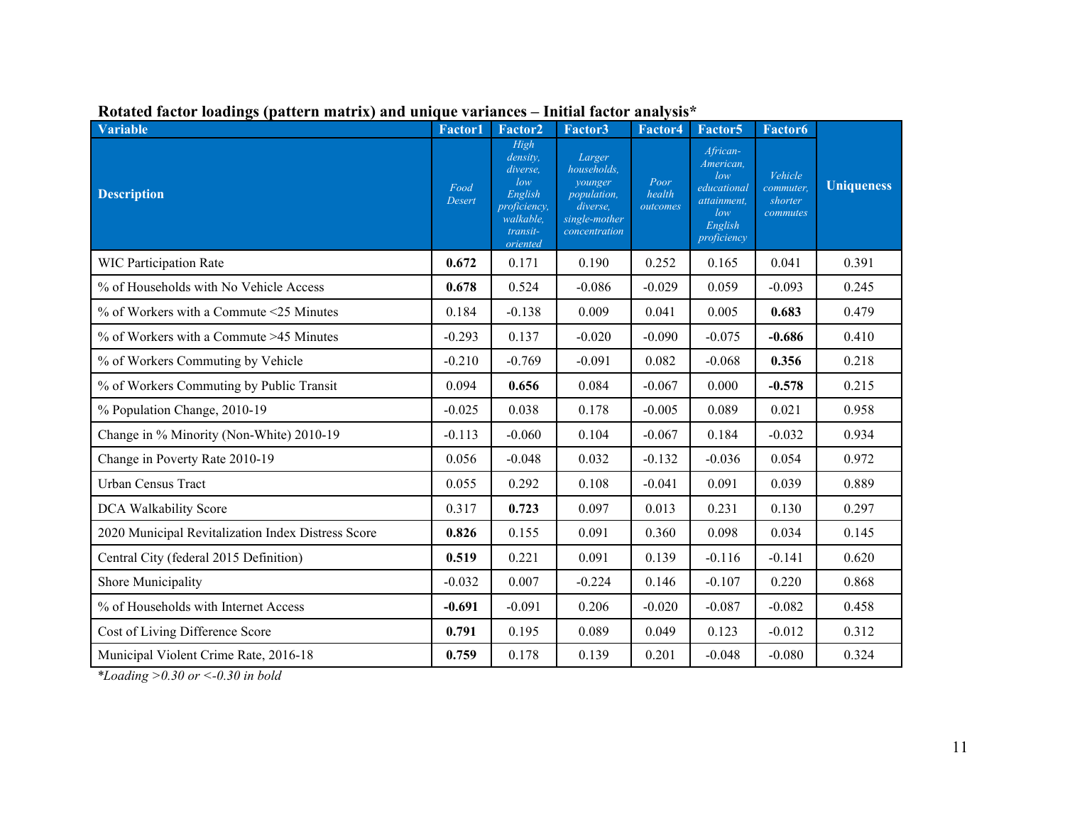**Rotated factor loadings (pattern matrix) and unique variances – Initial factor analysis***

| Variable | Factor1 | Factor2 | Factor3 | Factor4 | Factor5 | Factor6 | Uniqueness |
|---|---|---|---|---|---|---|---|
| **Description** | *Food Desert* | *High density, diverse, low English proficiency, walkable, transit-oriented* | *Larger households, younger population, diverse, single-mother concentration* | *Poor health outcomes* | *African-American, low educational attainment, low English proficiency* | *Vehicle commuter, shorter commutes* | |
| WIC Participation Rate | **0.672** | 0.171 | 0.190 | 0.252 | 0.165 | 0.041 | 0.391 |
| % of Households with No Vehicle Access | **0.678** | 0.524 | -0.086 | -0.029 | 0.059 | -0.093 | 0.245 |
| % of Workers with a Commute <25 Minutes | 0.184 | -0.138 | 0.009 | 0.041 | 0.005 | **0.683** | 0.479 |
| % of Workers with a Commute >45 Minutes | -0.293 | 0.137 | -0.020 | -0.090 | -0.075 | **-0.686** | 0.410 |
| % of Workers Commuting by Vehicle | -0.210 | -0.769 | -0.091 | 0.082 | -0.068 | **0.356** | 0.218 |
| % of Workers Commuting by Public Transit | 0.094 | **0.656** | 0.084 | -0.067 | 0.000 | **-0.578** | 0.215 |
| % Population Change, 2010-19 | -0.025 | 0.038 | 0.178 | -0.005 | 0.089 | 0.021 | 0.958 |
| Change in % Minority (Non-White) 2010-19 | -0.113 | -0.060 | 0.104 | -0.067 | 0.184 | -0.032 | 0.934 |
| Change in Poverty Rate 2010-19 | 0.056 | -0.048 | 0.032 | -0.132 | -0.036 | 0.054 | 0.972 |
| Urban Census Tract | 0.055 | 0.292 | 0.108 | -0.041 | 0.091 | 0.039 | 0.889 |
| DCA Walkability Score | 0.317 | **0.723** | 0.097 | 0.013 | 0.231 | 0.130 | 0.297 |
| 2020 Municipal Revitalization Index Distress Score | **0.826** | 0.155 | 0.091 | 0.360 | 0.098 | 0.034 | 0.145 |
| Central City (federal 2015 Definition) | **0.519** | 0.221 | 0.091 | 0.139 | -0.116 | -0.141 | 0.620 |
| Shore Municipality | -0.032 | 0.007 | -0.224 | 0.146 | -0.107 | 0.220 | 0.868 |
| % of Households with Internet Access | **-0.691** | -0.091 | 0.206 | -0.020 | -0.087 | -0.082 | 0.458 |
| Cost of Living Difference Score | **0.791** | 0.195 | 0.089 | 0.049 | 0.123 | -0.012 | 0.312 |
| Municipal Violent Crime Rate, 2016-18 | **0.759** | 0.178 | 0.139 | 0.201 | -0.048 | -0.080 | 0.324 |

**Loading >0.30 or <-0.30 in bold*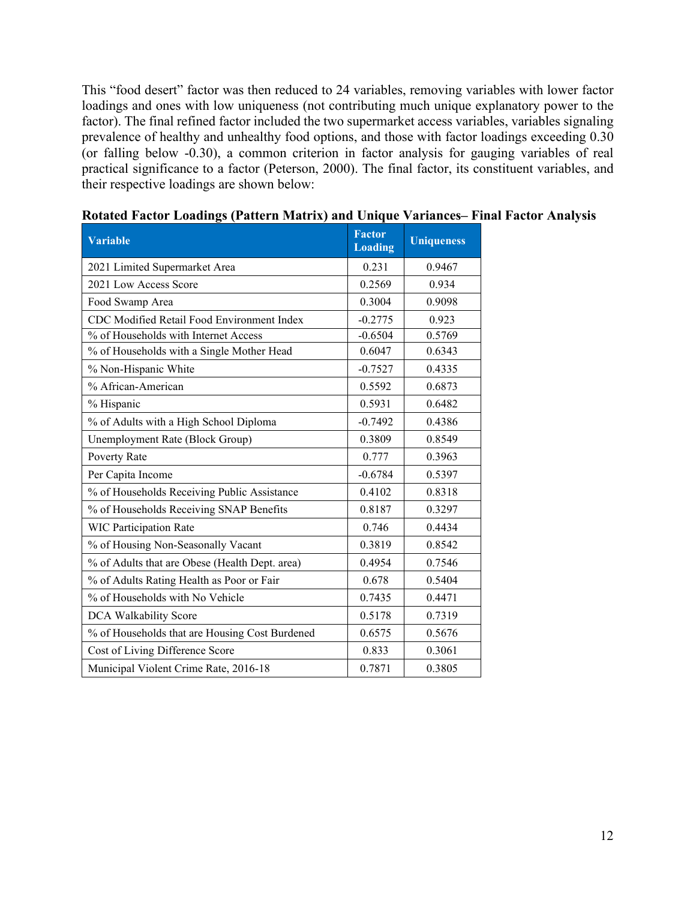This "food desert" factor was then reduced to 24 variables, removing variables with lower factor loadings and ones with low uniqueness (not contributing much unique explanatory power to the factor). The final refined factor included the two supermarket access variables, variables signaling prevalence of healthy and unhealthy food options, and those with factor loadings exceeding 0.30 (or falling below -0.30), a common criterion in factor analysis for gauging variables of real practical significance to a factor (Peterson, 2000). The final factor, its constituent variables, and their respective loadings are shown below:

**Rotated Factor Loadings (Pattern Matrix) and Unique Variances– Final Factor Analysis**

| Variable | Factor Loading | Uniqueness |
|---|---|---|
| 2021 Limited Supermarket Area | 0.231 | 0.9467 |
| 2021 Low Access Score | 0.2569 | 0.934 |
| Food Swamp Area | 0.3004 | 0.9098 |
| CDC Modified Retail Food Environment Index | -0.2775 | 0.923 |
| % of Households with Internet Access | -0.6504 | 0.5769 |
| % of Households with a Single Mother Head | 0.6047 | 0.6343 |
| % Non-Hispanic White | -0.7527 | 0.4335 |
| % African-American | 0.5592 | 0.6873 |
| % Hispanic | 0.5931 | 0.6482 |
| % of Adults with a High School Diploma | -0.7492 | 0.4386 |
| Unemployment Rate (Block Group) | 0.3809 | 0.8549 |
| Poverty Rate | 0.777 | 0.3963 |
| Per Capita Income | -0.6784 | 0.5397 |
| % of Households Receiving Public Assistance | 0.4102 | 0.8318 |
| % of Households Receiving SNAP Benefits | 0.8187 | 0.3297 |
| WIC Participation Rate | 0.746 | 0.4434 |
| % of Housing Non-Seasonally Vacant | 0.3819 | 0.8542 |
| % of Adults that are Obese (Health Dept. area) | 0.4954 | 0.7546 |
| % of Adults Rating Health as Poor or Fair | 0.678 | 0.5404 |
| % of Households with No Vehicle | 0.7435 | 0.4471 |
| DCA Walkability Score | 0.5178 | 0.7319 |
| % of Households that are Housing Cost Burdened | 0.6575 | 0.5676 |
| Cost of Living Difference Score | 0.833 | 0.3061 |
| Municipal Violent Crime Rate, 2016-18 | 0.7871 | 0.3805 |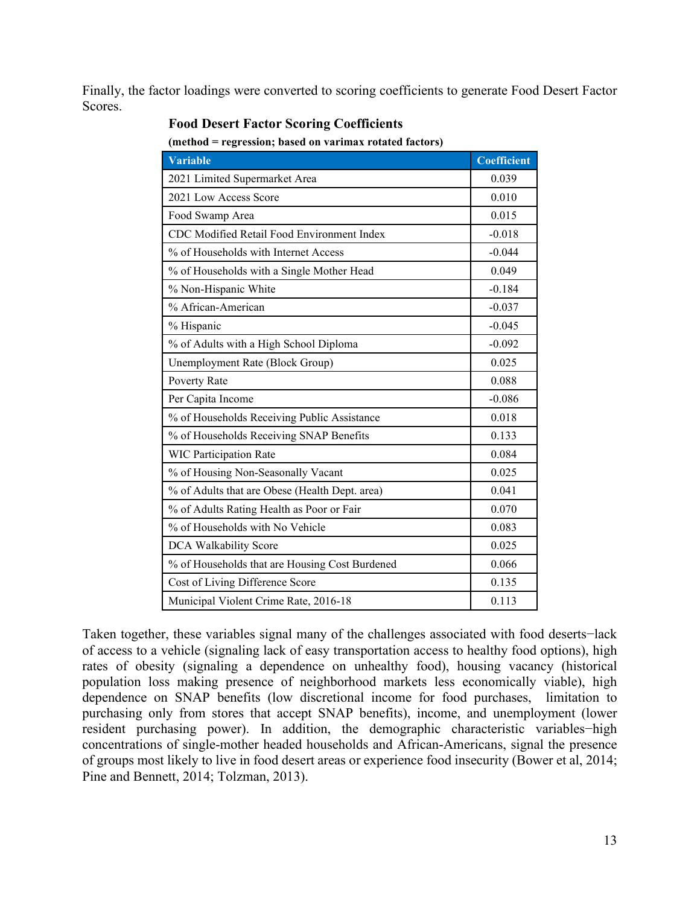Finally, the factor loadings were converted to scoring coefficients to generate Food Desert Factor Scores.

**Food Desert Factor Scoring Coefficients**

**(method = regression; based on varimax rotated factors)**

| Variable | Coefficient |
|---|---|
| 2021 Limited Supermarket Area | 0.039 |
| 2021 Low Access Score | 0.010 |
| Food Swamp Area | 0.015 |
| CDC Modified Retail Food Environment Index | -0.018 |
| % of Households with Internet Access | -0.044 |
| % of Households with a Single Mother Head | 0.049 |
| % Non-Hispanic White | -0.184 |
| % African-American | -0.037 |
| % Hispanic | -0.045 |
| % of Adults with a High School Diploma | -0.092 |
| Unemployment Rate (Block Group) | 0.025 |
| Poverty Rate | 0.088 |
| Per Capita Income | -0.086 |
| % of Households Receiving Public Assistance | 0.018 |
| % of Households Receiving SNAP Benefits | 0.133 |
| WIC Participation Rate | 0.084 |
| % of Housing Non-Seasonally Vacant | 0.025 |
| % of Adults that are Obese (Health Dept. area) | 0.041 |
| % of Adults Rating Health as Poor or Fair | 0.070 |
| % of Households with No Vehicle | 0.083 |
| DCA Walkability Score | 0.025 |
| % of Households that are Housing Cost Burdened | 0.066 |
| Cost of Living Difference Score | 0.135 |
| Municipal Violent Crime Rate, 2016-18 | 0.113 |

Taken together, these variables signal many of the challenges associated with food deserts−lack of access to a vehicle (signaling lack of easy transportation access to healthy food options), high rates of obesity (signaling a dependence on unhealthy food), housing vacancy (historical population loss making presence of neighborhood markets less economically viable), high dependence on SNAP benefits (low discretional income for food purchases, limitation to purchasing only from stores that accept SNAP benefits), income, and unemployment (lower resident purchasing power). In addition, the demographic characteristic variables−high concentrations of single-mother headed households and African-Americans, signal the presence of groups most likely to live in food desert areas or experience food insecurity (Bower et al, 2014; Pine and Bennett, 2014; Tolzman, 2013).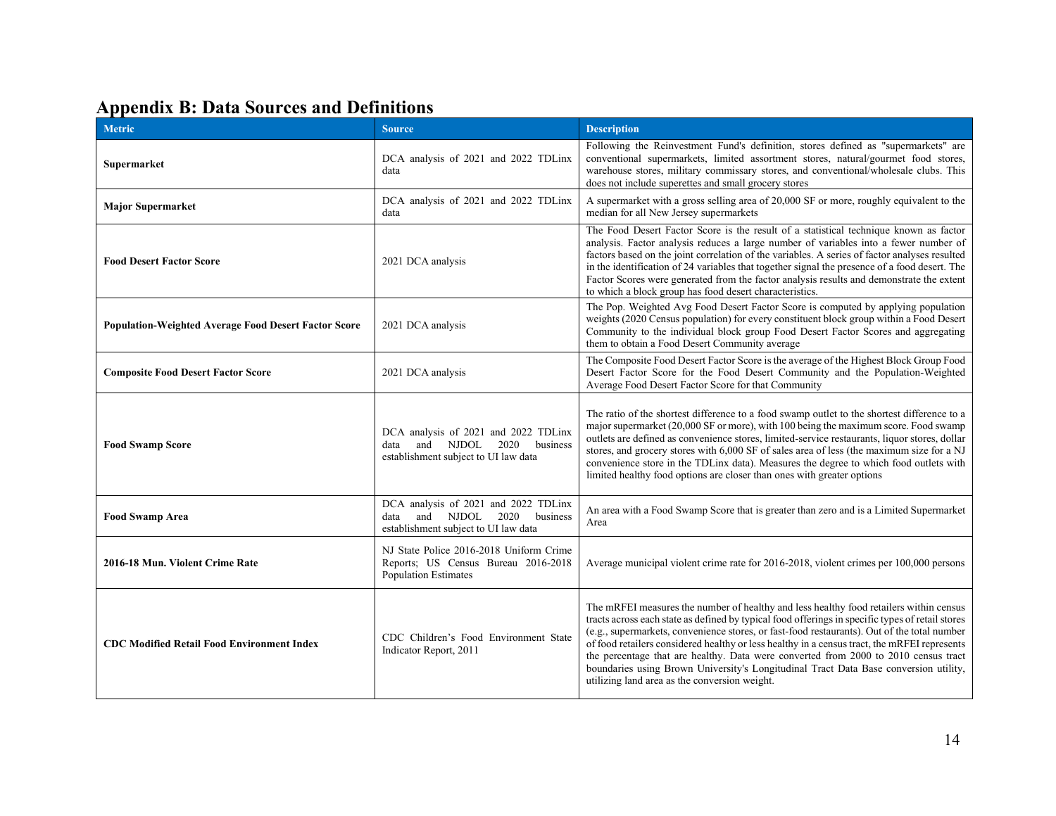# Appendix B: Data Sources and Definitions

| Metric | Source | Description |
|---|---|---|
| **Supermarket** | DCA analysis of 2021 and 2022 TDLinx data | Following the Reinvestment Fund's definition, stores defined as "supermarkets" are conventional supermarkets, limited assortment stores, natural/gourmet food stores, warehouse stores, military commissary stores, and conventional/wholesale clubs. This does not include superettes and small grocery stores |
| **Major Supermarket** | DCA analysis of 2021 and 2022 TDLinx data | A supermarket with a gross selling area of 20,000 SF or more, roughly equivalent to the median for all New Jersey supermarkets |
| **Food Desert Factor Score** | 2021 DCA analysis | The Food Desert Factor Score is the result of a statistical technique known as factor analysis. Factor analysis reduces a large number of variables into a fewer number of factors based on the joint correlation of the variables. A series of factor analyses resulted in the identification of 24 variables that together signal the presence of a food desert. The Factor Scores were generated from the factor analysis results and demonstrate the extent to which a block group has food desert characteristics. |
| **Population-Weighted Average Food Desert Factor Score** | 2021 DCA analysis | The Pop. Weighted Avg Food Desert Factor Score is computed by applying population weights (2020 Census population) for every constituent block group within a Food Desert Community to the individual block group Food Desert Factor Scores and aggregating them to obtain a Food Desert Community average |
| **Composite Food Desert Factor Score** | 2021 DCA analysis | The Composite Food Desert Factor Score is the average of the Highest Block Group Food Desert Factor Score for the Food Desert Community and the Population-Weighted Average Food Desert Factor Score for that Community |
| **Food Swamp Score** | DCA analysis of 2021 and 2022 TDLinx data and NJDOL 2020 business establishment subject to UI law data | The ratio of the shortest difference to a food swamp outlet to the shortest difference to a major supermarket (20,000 SF or more), with 100 being the maximum score. Food swamp outlets are defined as convenience stores, limited-service restaurants, liquor stores, dollar stores, and grocery stores with 6,000 SF of sales area of less (the maximum size for a NJ convenience store in the TDLinx data). Measures the degree to which food outlets with limited healthy food options are closer than ones with greater options |
| **Food Swamp Area** | DCA analysis of 2021 and 2022 TDLinx data and NJDOL 2020 business establishment subject to UI law data | An area with a Food Swamp Score that is greater than zero and is a Limited Supermarket Area |
| **2016-18 Mun. Violent Crime Rate** | NJ State Police 2016-2018 Uniform Crime Reports; US Census Bureau 2016-2018 Population Estimates | Average municipal violent crime rate for 2016-2018, violent crimes per 100,000 persons |
| **CDC Modified Retail Food Environment Index** | CDC Children's Food Environment State Indicator Report, 2011 | The mRFEI measures the number of healthy and less healthy food retailers within census tracts across each state as defined by typical food offerings in specific types of retail stores (e.g., supermarkets, convenience stores, or fast-food restaurants). Out of the total number of food retailers considered healthy or less healthy in a census tract, the mRFEI represents the percentage that are healthy. Data were converted from 2000 to 2010 census tract boundaries using Brown University's Longitudinal Tract Data Base conversion utility, utilizing land area as the conversion weight. |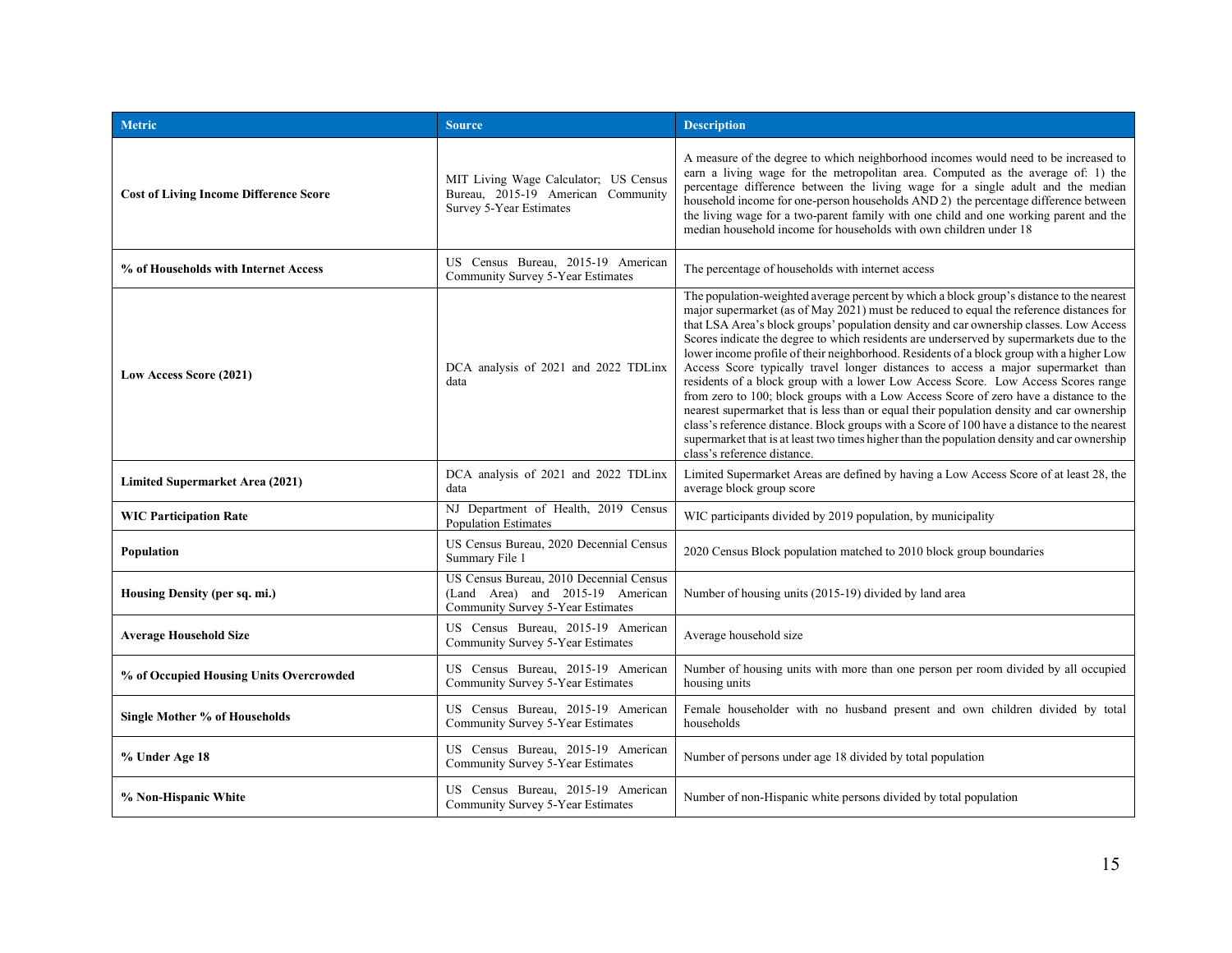| Metric | Source | Description |
|---|---|---|
| **Cost of Living Income Difference Score** | MIT Living Wage Calculator; US Census Bureau, 2015-19 American Community Survey 5-Year Estimates | A measure of the degree to which neighborhood incomes would need to be increased to earn a living wage for the metropolitan area. Computed as the average of: 1) the percentage difference between the living wage for a single adult and the median household income for one-person households AND 2) the percentage difference between the living wage for a two-parent family with one child and one working parent and the median household income for households with own children under 18 |
| **% of Households with Internet Access** | US Census Bureau, 2015-19 American Community Survey 5-Year Estimates | The percentage of households with internet access |
| **Low Access Score (2021)** | DCA analysis of 2021 and 2022 TDLinx data | The population-weighted average percent by which a block group's distance to the nearest major supermarket (as of May 2021) must be reduced to equal the reference distances for that LSA Area's block groups' population density and car ownership classes. Low Access Scores indicate the degree to which residents are underserved by supermarkets due to the lower income profile of their neighborhood. Residents of a block group with a higher Low Access Score typically travel longer distances to access a major supermarket than residents of a block group with a lower Low Access Score. Low Access Scores range from zero to 100; block groups with a Low Access Score of zero have a distance to the nearest supermarket that is less than or equal their population density and car ownership class's reference distance. Block groups with a Score of 100 have a distance to the nearest supermarket that is at least two times higher than the population density and car ownership class's reference distance. |
| **Limited Supermarket Area (2021)** | DCA analysis of 2021 and 2022 TDLinx data | Limited Supermarket Areas are defined by having a Low Access Score of at least 28, the average block group score |
| **WIC Participation Rate** | NJ Department of Health, 2019 Census Population Estimates | WIC participants divided by 2019 population, by municipality |
| **Population** | US Census Bureau, 2020 Decennial Census Summary File 1 | 2020 Census Block population matched to 2010 block group boundaries |
| **Housing Density (per sq. mi.)** | US Census Bureau, 2010 Decennial Census (Land Area) and 2015-19 American Community Survey 5-Year Estimates | Number of housing units (2015-19) divided by land area |
| **Average Household Size** | US Census Bureau, 2015-19 American Community Survey 5-Year Estimates | Average household size |
| **% of Occupied Housing Units Overcrowded** | US Census Bureau, 2015-19 American Community Survey 5-Year Estimates | Number of housing units with more than one person per room divided by all occupied housing units |
| **Single Mother % of Households** | US Census Bureau, 2015-19 American Community Survey 5-Year Estimates | Female householder with no husband present and own children divided by total households |
| **% Under Age 18** | US Census Bureau, 2015-19 American Community Survey 5-Year Estimates | Number of persons under age 18 divided by total population |
| **% Non-Hispanic White** | US Census Bureau, 2015-19 American Community Survey 5-Year Estimates | Number of non-Hispanic white persons divided by total population |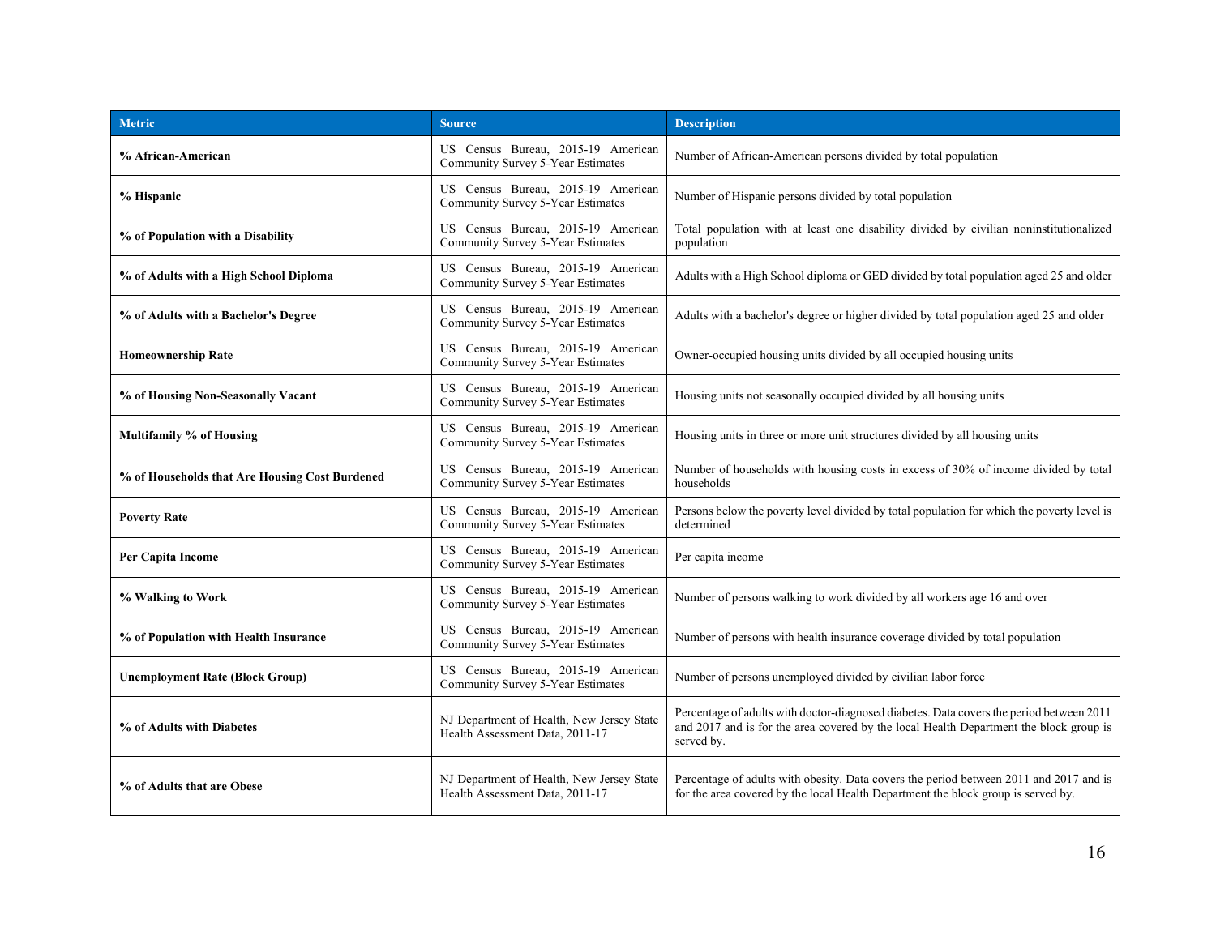| Metric | Source | Description |
|---|---|---|
| **% African-American** | US Census Bureau, 2015-19 American Community Survey 5-Year Estimates | Number of African-American persons divided by total population |
| **% Hispanic** | US Census Bureau, 2015-19 American Community Survey 5-Year Estimates | Number of Hispanic persons divided by total population |
| **% of Population with a Disability** | US Census Bureau, 2015-19 American Community Survey 5-Year Estimates | Total population with at least one disability divided by civilian noninstitutionalized population |
| **% of Adults with a High School Diploma** | US Census Bureau, 2015-19 American Community Survey 5-Year Estimates | Adults with a High School diploma or GED divided by total population aged 25 and older |
| **% of Adults with a Bachelor's Degree** | US Census Bureau, 2015-19 American Community Survey 5-Year Estimates | Adults with a bachelor's degree or higher divided by total population aged 25 and older |
| **Homeownership Rate** | US Census Bureau, 2015-19 American Community Survey 5-Year Estimates | Owner-occupied housing units divided by all occupied housing units |
| **% of Housing Non-Seasonally Vacant** | US Census Bureau, 2015-19 American Community Survey 5-Year Estimates | Housing units not seasonally occupied divided by all housing units |
| **Multifamily % of Housing** | US Census Bureau, 2015-19 American Community Survey 5-Year Estimates | Housing units in three or more unit structures divided by all housing units |
| **% of Households that Are Housing Cost Burdened** | US Census Bureau, 2015-19 American Community Survey 5-Year Estimates | Number of households with housing costs in excess of 30% of income divided by total households |
| **Poverty Rate** | US Census Bureau, 2015-19 American Community Survey 5-Year Estimates | Persons below the poverty level divided by total population for which the poverty level is determined |
| **Per Capita Income** | US Census Bureau, 2015-19 American Community Survey 5-Year Estimates | Per capita income |
| **% Walking to Work** | US Census Bureau, 2015-19 American Community Survey 5-Year Estimates | Number of persons walking to work divided by all workers age 16 and over |
| **% of Population with Health Insurance** | US Census Bureau, 2015-19 American Community Survey 5-Year Estimates | Number of persons with health insurance coverage divided by total population |
| **Unemployment Rate (Block Group)** | US Census Bureau, 2015-19 American Community Survey 5-Year Estimates | Number of persons unemployed divided by civilian labor force |
| **% of Adults with Diabetes** | NJ Department of Health, New Jersey State Health Assessment Data, 2011-17 | Percentage of adults with doctor-diagnosed diabetes. Data covers the period between 2011 and 2017 and is for the area covered by the local Health Department the block group is served by. |
| **% of Adults that are Obese** | NJ Department of Health, New Jersey State Health Assessment Data, 2011-17 | Percentage of adults with obesity. Data covers the period between 2011 and 2017 and is for the area covered by the local Health Department the block group is served by. |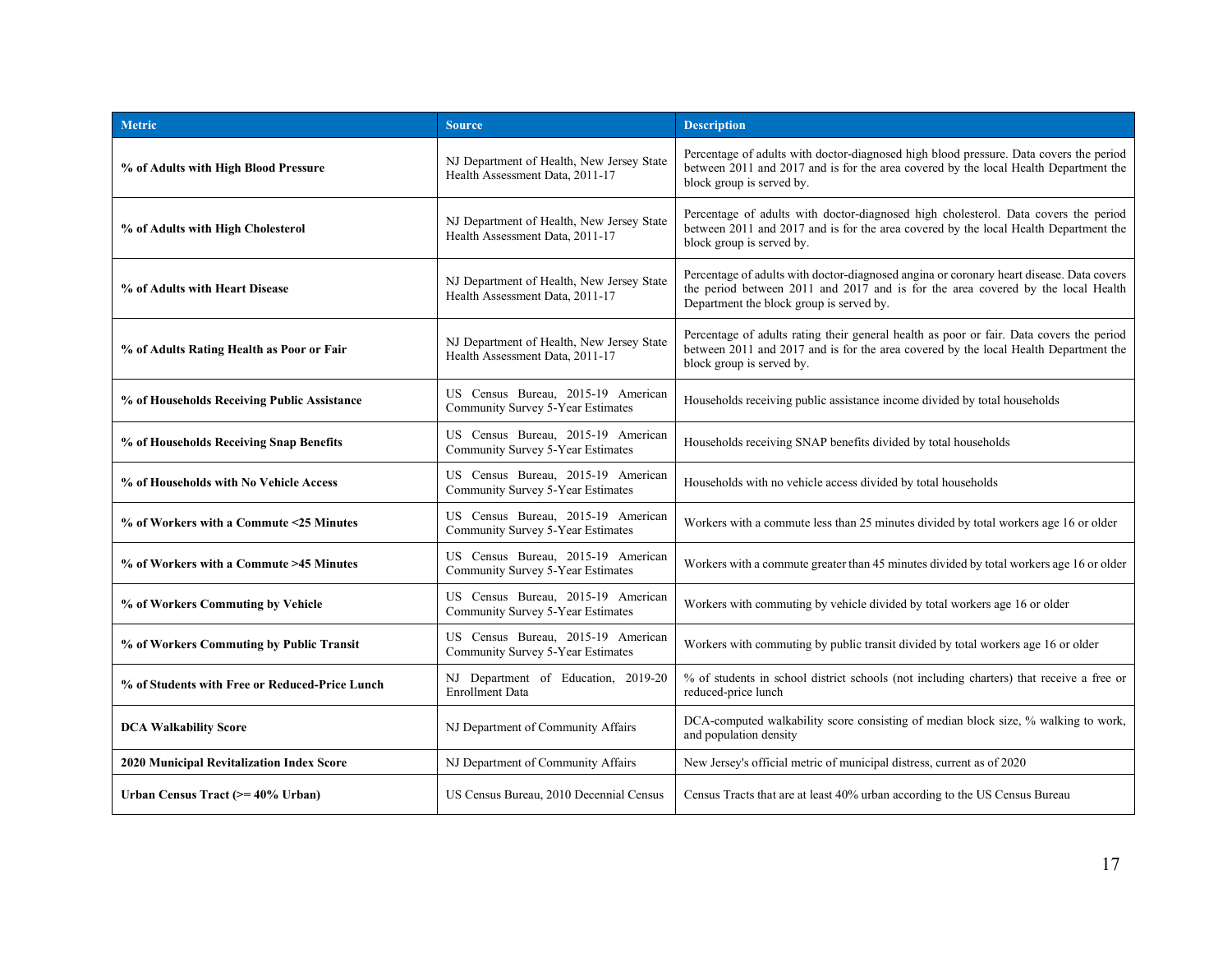| Metric | Source | Description |
|---|---|---|
| **% of Adults with High Blood Pressure** | NJ Department of Health, New Jersey State Health Assessment Data, 2011-17 | Percentage of adults with doctor-diagnosed high blood pressure. Data covers the period between 2011 and 2017 and is for the area covered by the local Health Department the block group is served by. |
| **% of Adults with High Cholesterol** | NJ Department of Health, New Jersey State Health Assessment Data, 2011-17 | Percentage of adults with doctor-diagnosed high cholesterol. Data covers the period between 2011 and 2017 and is for the area covered by the local Health Department the block group is served by. |
| **% of Adults with Heart Disease** | NJ Department of Health, New Jersey State Health Assessment Data, 2011-17 | Percentage of adults with doctor-diagnosed angina or coronary heart disease. Data covers the period between 2011 and 2017 and is for the area covered by the local Health Department the block group is served by. |
| **% of Adults Rating Health as Poor or Fair** | NJ Department of Health, New Jersey State Health Assessment Data, 2011-17 | Percentage of adults rating their general health as poor or fair. Data covers the period between 2011 and 2017 and is for the area covered by the local Health Department the block group is served by. |
| **% of Households Receiving Public Assistance** | US Census Bureau, 2015-19 American Community Survey 5-Year Estimates | Households receiving public assistance income divided by total households |
| **% of Households Receiving Snap Benefits** | US Census Bureau, 2015-19 American Community Survey 5-Year Estimates | Households receiving SNAP benefits divided by total households |
| **% of Households with No Vehicle Access** | US Census Bureau, 2015-19 American Community Survey 5-Year Estimates | Households with no vehicle access divided by total households |
| **% of Workers with a Commute <25 Minutes** | US Census Bureau, 2015-19 American Community Survey 5-Year Estimates | Workers with a commute less than 25 minutes divided by total workers age 16 or older |
| **% of Workers with a Commute >45 Minutes** | US Census Bureau, 2015-19 American Community Survey 5-Year Estimates | Workers with a commute greater than 45 minutes divided by total workers age 16 or older |
| **% of Workers Commuting by Vehicle** | US Census Bureau, 2015-19 American Community Survey 5-Year Estimates | Workers with commuting by vehicle divided by total workers age 16 or older |
| **% of Workers Commuting by Public Transit** | US Census Bureau, 2015-19 American Community Survey 5-Year Estimates | Workers with commuting by public transit divided by total workers age 16 or older |
| **% of Students with Free or Reduced-Price Lunch** | NJ Department of Education, 2019-20 Enrollment Data | % of students in school district schools (not including charters) that receive a free or reduced-price lunch |
| **DCA Walkability Score** | NJ Department of Community Affairs | DCA-computed walkability score consisting of median block size, % walking to work, and population density |
| **2020 Municipal Revitalization Index Score** | NJ Department of Community Affairs | New Jersey's official metric of municipal distress, current as of 2020 |
| **Urban Census Tract (>= 40% Urban)** | US Census Bureau, 2010 Decennial Census | Census Tracts that are at least 40% urban according to the US Census Bureau |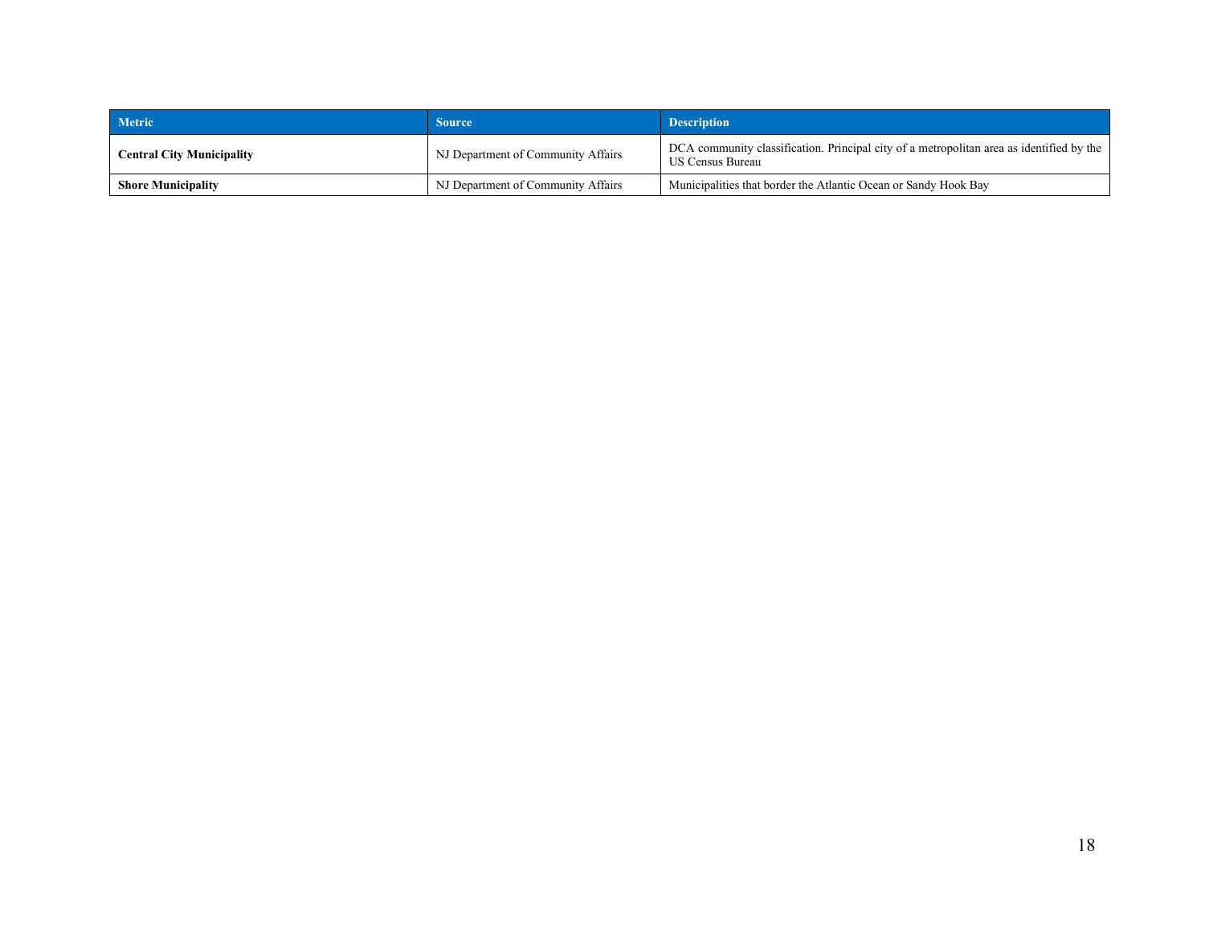| Metric | Source | Description |
|---|---|---|
| **Central City Municipality** | NJ Department of Community Affairs | DCA community classification. Principal city of a metropolitan area as identified by the US Census Bureau |
| **Shore Municipality** | NJ Department of Community Affairs | Municipalities that border the Atlantic Ocean or Sandy Hook Bay |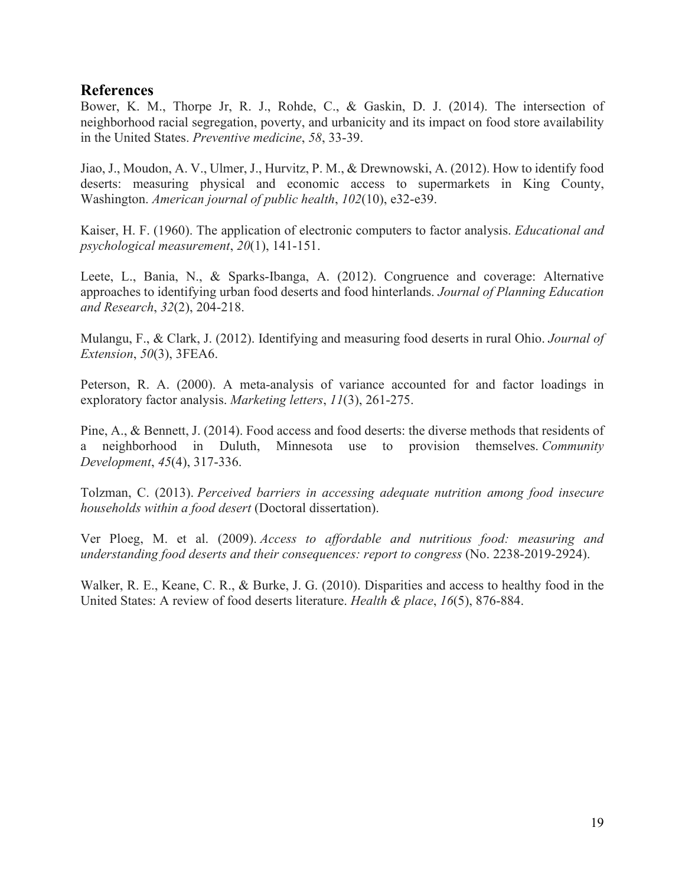## References

Bower, K. M., Thorpe Jr, R. J., Rohde, C., & Gaskin, D. J. (2014). The intersection of neighborhood racial segregation, poverty, and urbanicity and its impact on food store availability in the United States. *Preventive medicine*, *58*, 33-39.

Jiao, J., Moudon, A. V., Ulmer, J., Hurvitz, P. M., & Drewnowski, A. (2012). How to identify food deserts: measuring physical and economic access to supermarkets in King County, Washington. *American journal of public health*, *102*(10), e32-e39.

Kaiser, H. F. (1960). The application of electronic computers to factor analysis. *Educational and psychological measurement*, *20*(1), 141-151.

Leete, L., Bania, N., & Sparks-Ibanga, A. (2012). Congruence and coverage: Alternative approaches to identifying urban food deserts and food hinterlands. *Journal of Planning Education and Research*, *32*(2), 204-218.

Mulangu, F., & Clark, J. (2012). Identifying and measuring food deserts in rural Ohio. *Journal of Extension*, *50*(3), 3FEA6.

Peterson, R. A. (2000). A meta-analysis of variance accounted for and factor loadings in exploratory factor analysis. *Marketing letters*, *11*(3), 261-275.

Pine, A., & Bennett, J. (2014). Food access and food deserts: the diverse methods that residents of a neighborhood in Duluth, Minnesota use to provision themselves. *Community Development*, *45*(4), 317-336.

Tolzman, C. (2013). *Perceived barriers in accessing adequate nutrition among food insecure households within a food desert* (Doctoral dissertation).

Ver Ploeg, M. et al. (2009). *Access to affordable and nutritious food: measuring and understanding food deserts and their consequences: report to congress* (No. 2238-2019-2924).

Walker, R. E., Keane, C. R., & Burke, J. G. (2010). Disparities and access to healthy food in the United States: A review of food deserts literature. *Health & place*, *16*(5), 876-884.